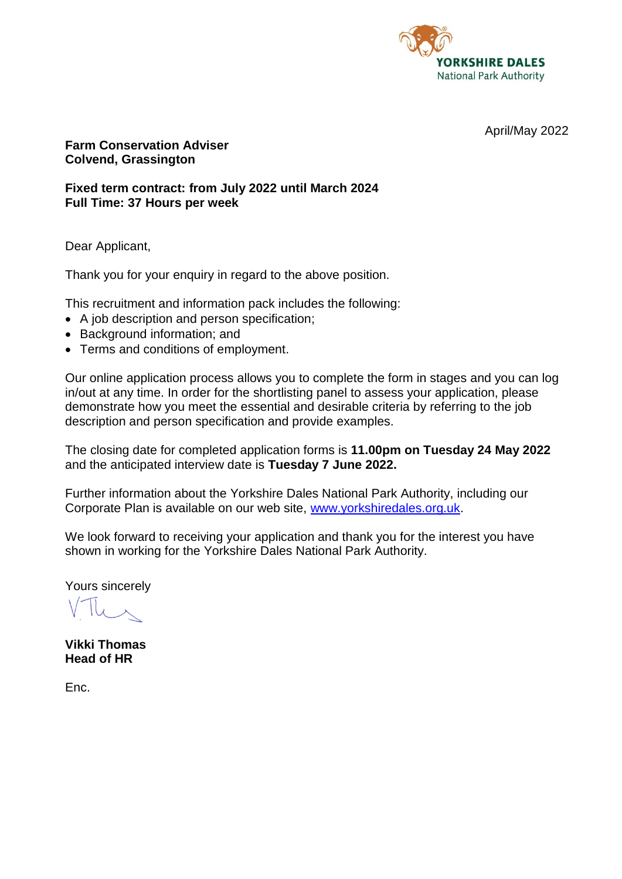YORKSHIRE DALES
National Park Authority

April/May 2022

**Farm Conservation Adviser**
**Colvend, Grassington**

**Fixed term contract: from July 2022 until March 2024**
**Full Time: 37 Hours per week**

Dear Applicant,

Thank you for your enquiry in regard to the above position.

This recruitment and information pack includes the following:

- A job description and person specification;
- Background information; and
- Terms and conditions of employment.

Our online application process allows you to complete the form in stages and you can log in/out at any time. In order for the shortlisting panel to assess your application, please demonstrate how you meet the essential and desirable criteria by referring to the job description and person specification and provide examples.

The closing date for completed application forms is **11.00pm on Tuesday 24 May 2022** and the anticipated interview date is **Tuesday 7 June 2022.**

Further information about the Yorkshire Dales National Park Authority, including our Corporate Plan is available on our web site, www.yorkshiredales.org.uk.

We look forward to receiving your application and thank you for the interest you have shown in working for the Yorkshire Dales National Park Authority.

Yours sincerely

**Vikki Thomas**
**Head of HR**

Enc.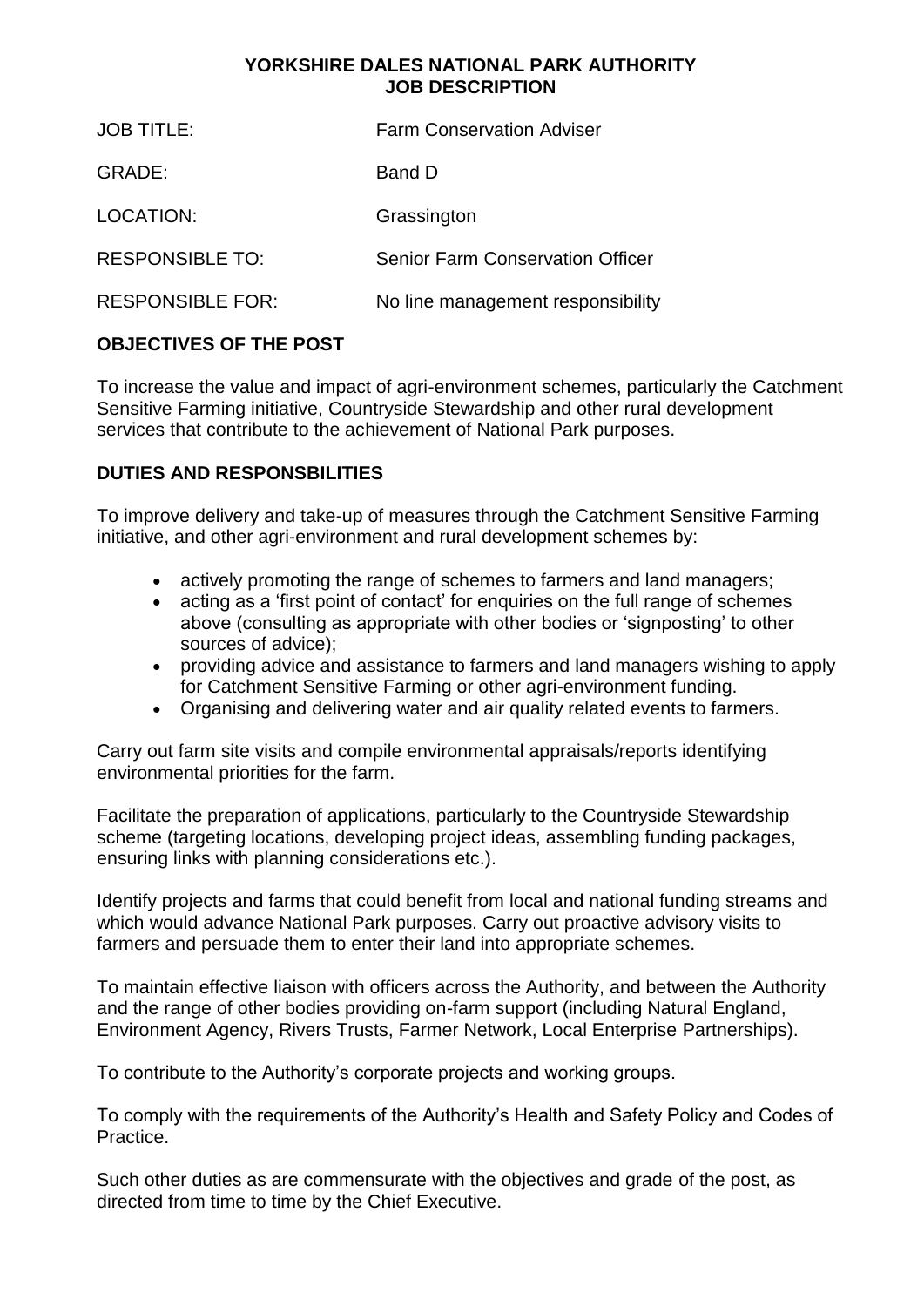**YORKSHIRE DALES NATIONAL PARK AUTHORITY**
**JOB DESCRIPTION**

| | |
|---|---|
| JOB TITLE: | Farm Conservation Adviser |
| GRADE: | Band D |
| LOCATION: | Grassington |
| RESPONSIBLE TO: | Senior Farm Conservation Officer |
| RESPONSIBLE FOR: | No line management responsibility |

## OBJECTIVES OF THE POST

To increase the value and impact of agri-environment schemes, particularly the Catchment Sensitive Farming initiative, Countryside Stewardship and other rural development services that contribute to the achievement of National Park purposes.

## DUTIES AND RESPONSBILITIES

To improve delivery and take-up of measures through the Catchment Sensitive Farming initiative, and other agri-environment and rural development schemes by:

- actively promoting the range of schemes to farmers and land managers;
- acting as a 'first point of contact' for enquiries on the full range of schemes above (consulting as appropriate with other bodies or 'signposting' to other sources of advice);
- providing advice and assistance to farmers and land managers wishing to apply for Catchment Sensitive Farming or other agri-environment funding.
- Organising and delivering water and air quality related events to farmers.

Carry out farm site visits and compile environmental appraisals/reports identifying environmental priorities for the farm.

Facilitate the preparation of applications, particularly to the Countryside Stewardship scheme (targeting locations, developing project ideas, assembling funding packages, ensuring links with planning considerations etc.).

Identify projects and farms that could benefit from local and national funding streams and which would advance National Park purposes. Carry out proactive advisory visits to farmers and persuade them to enter their land into appropriate schemes.

To maintain effective liaison with officers across the Authority, and between the Authority and the range of other bodies providing on-farm support (including Natural England, Environment Agency, Rivers Trusts, Farmer Network, Local Enterprise Partnerships).

To contribute to the Authority's corporate projects and working groups.

To comply with the requirements of the Authority's Health and Safety Policy and Codes of Practice.

Such other duties as are commensurate with the objectives and grade of the post, as directed from time to time by the Chief Executive.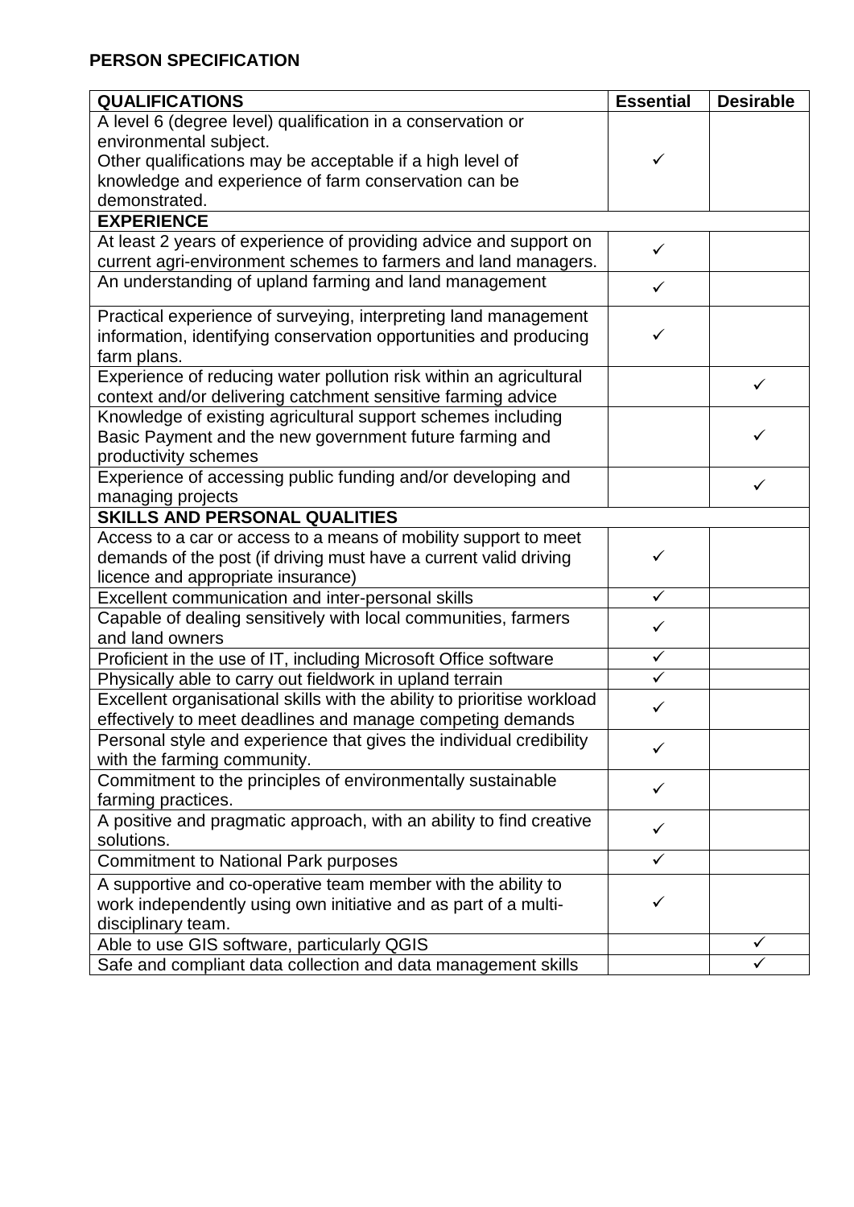**PERSON SPECIFICATION**

| QUALIFICATIONS | Essential | Desirable |
|---|---|---|
| A level 6 (degree level) qualification in a conservation or environmental subject. Other qualifications may be acceptable if a high level of knowledge and experience of farm conservation can be demonstrated. | ✓ | |
| **EXPERIENCE** | | |
| At least 2 years of experience of providing advice and support on current agri-environment schemes to farmers and land managers. | ✓ | |
| An understanding of upland farming and land management | ✓ | |
| Practical experience of surveying, interpreting land management information, identifying conservation opportunities and producing farm plans. | ✓ | |
| Experience of reducing water pollution risk within an agricultural context and/or delivering catchment sensitive farming advice | | ✓ |
| Knowledge of existing agricultural support schemes including Basic Payment and the new government future farming and productivity schemes | | ✓ |
| Experience of accessing public funding and/or developing and managing projects | | ✓ |
| **SKILLS AND PERSONAL QUALITIES** | | |
| Access to a car or access to a means of mobility support to meet demands of the post (if driving must have a current valid driving licence and appropriate insurance) | ✓ | |
| Excellent communication and inter-personal skills | ✓ | |
| Capable of dealing sensitively with local communities, farmers and land owners | ✓ | |
| Proficient in the use of IT, including Microsoft Office software | ✓ | |
| Physically able to carry out fieldwork in upland terrain | ✓ | |
| Excellent organisational skills with the ability to prioritise workload effectively to meet deadlines and manage competing demands | ✓ | |
| Personal style and experience that gives the individual credibility with the farming community. | ✓ | |
| Commitment to the principles of environmentally sustainable farming practices. | ✓ | |
| A positive and pragmatic approach, with an ability to find creative solutions. | ✓ | |
| Commitment to National Park purposes | ✓ | |
| A supportive and co-operative team member with the ability to work independently using own initiative and as part of a multi-disciplinary team. | ✓ | |
| Able to use GIS software, particularly QGIS | | ✓ |
| Safe and compliant data collection and data management skills | | ✓ |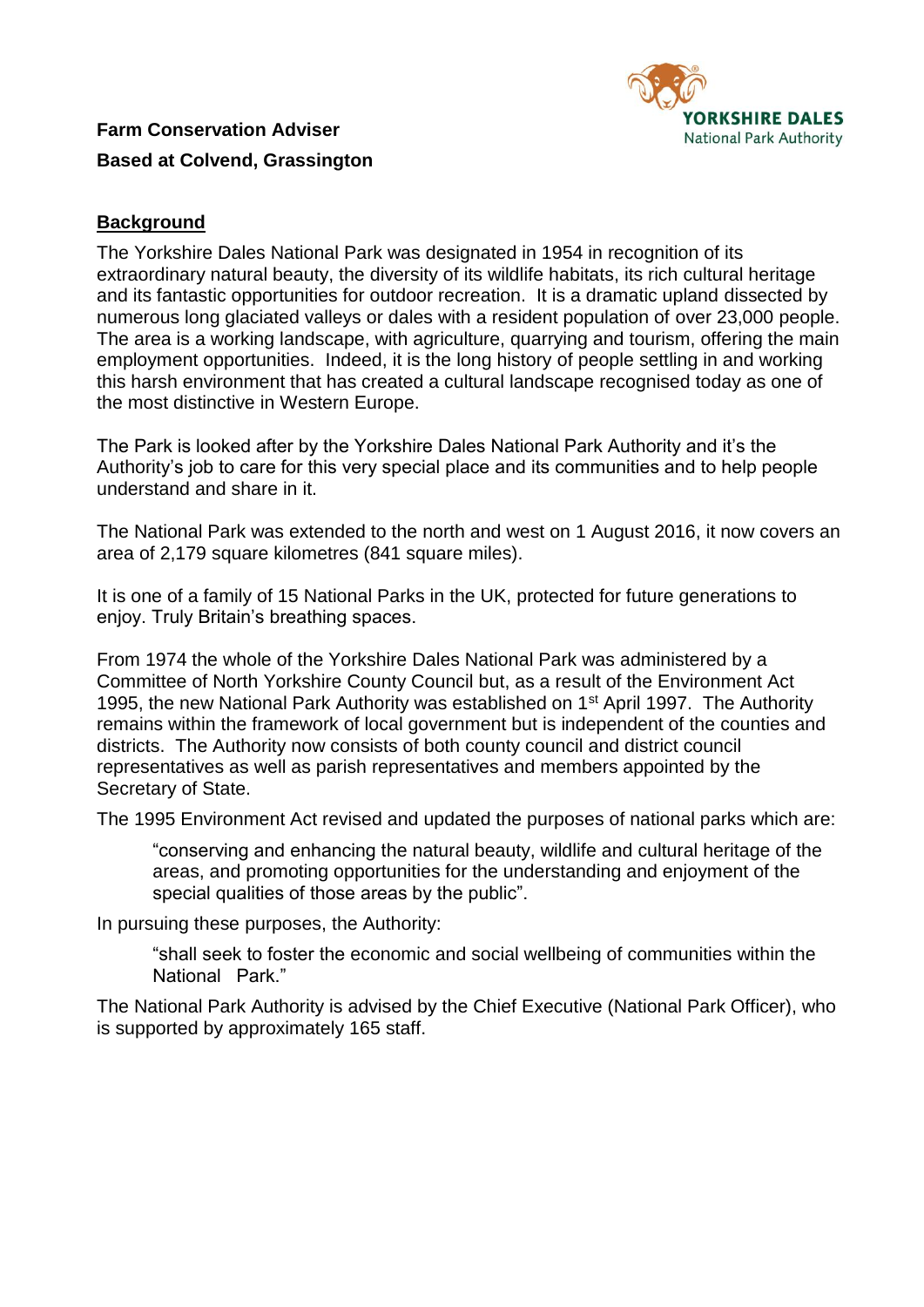**Farm Conservation Adviser**

**Based at Colvend, Grassington**

## Background

The Yorkshire Dales National Park was designated in 1954 in recognition of its extraordinary natural beauty, the diversity of its wildlife habitats, its rich cultural heritage and its fantastic opportunities for outdoor recreation. It is a dramatic upland dissected by numerous long glaciated valleys or dales with a resident population of over 23,000 people. The area is a working landscape, with agriculture, quarrying and tourism, offering the main employment opportunities. Indeed, it is the long history of people settling in and working this harsh environment that has created a cultural landscape recognised today as one of the most distinctive in Western Europe.

The Park is looked after by the Yorkshire Dales National Park Authority and it's the Authority's job to care for this very special place and its communities and to help people understand and share in it.

The National Park was extended to the north and west on 1 August 2016, it now covers an area of 2,179 square kilometres (841 square miles).

It is one of a family of 15 National Parks in the UK, protected for future generations to enjoy. Truly Britain's breathing spaces.

From 1974 the whole of the Yorkshire Dales National Park was administered by a Committee of North Yorkshire County Council but, as a result of the Environment Act 1995, the new National Park Authority was established on 1st April 1997. The Authority remains within the framework of local government but is independent of the counties and districts. The Authority now consists of both county council and district council representatives as well as parish representatives and members appointed by the Secretary of State.

The 1995 Environment Act revised and updated the purposes of national parks which are:

> "conserving and enhancing the natural beauty, wildlife and cultural heritage of the areas, and promoting opportunities for the understanding and enjoyment of the special qualities of those areas by the public".

In pursuing these purposes, the Authority:

> "shall seek to foster the economic and social wellbeing of communities within the National Park."

The National Park Authority is advised by the Chief Executive (National Park Officer), who is supported by approximately 165 staff.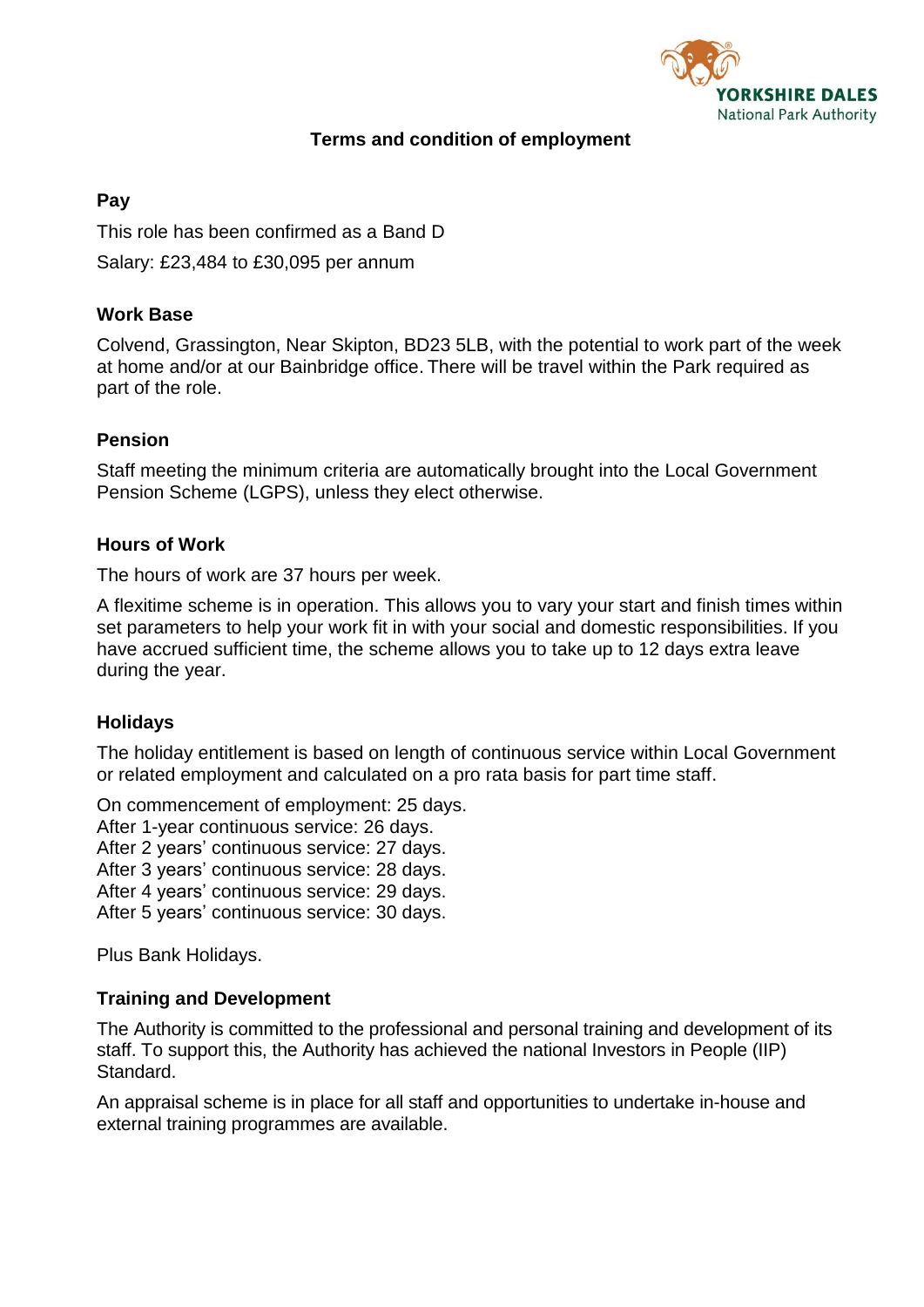# Terms and condition of employment

## Pay

This role has been confirmed as a Band D

Salary: £23,484 to £30,095 per annum

## Work Base

Colvend, Grassington, Near Skipton, BD23 5LB, with the potential to work part of the week at home and/or at our Bainbridge office. There will be travel within the Park required as part of the role.

## Pension

Staff meeting the minimum criteria are automatically brought into the Local Government Pension Scheme (LGPS), unless they elect otherwise.

## Hours of Work

The hours of work are 37 hours per week.

A flexitime scheme is in operation. This allows you to vary your start and finish times within set parameters to help your work fit in with your social and domestic responsibilities. If you have accrued sufficient time, the scheme allows you to take up to 12 days extra leave during the year.

## Holidays

The holiday entitlement is based on length of continuous service within Local Government or related employment and calculated on a pro rata basis for part time staff.

On commencement of employment: 25 days.
After 1-year continuous service: 26 days.
After 2 years' continuous service: 27 days.
After 3 years' continuous service: 28 days.
After 4 years' continuous service: 29 days.
After 5 years' continuous service: 30 days.

Plus Bank Holidays.

## Training and Development

The Authority is committed to the professional and personal training and development of its staff. To support this, the Authority has achieved the national Investors in People (IIP) Standard.

An appraisal scheme is in place for all staff and opportunities to undertake in-house and external training programmes are available.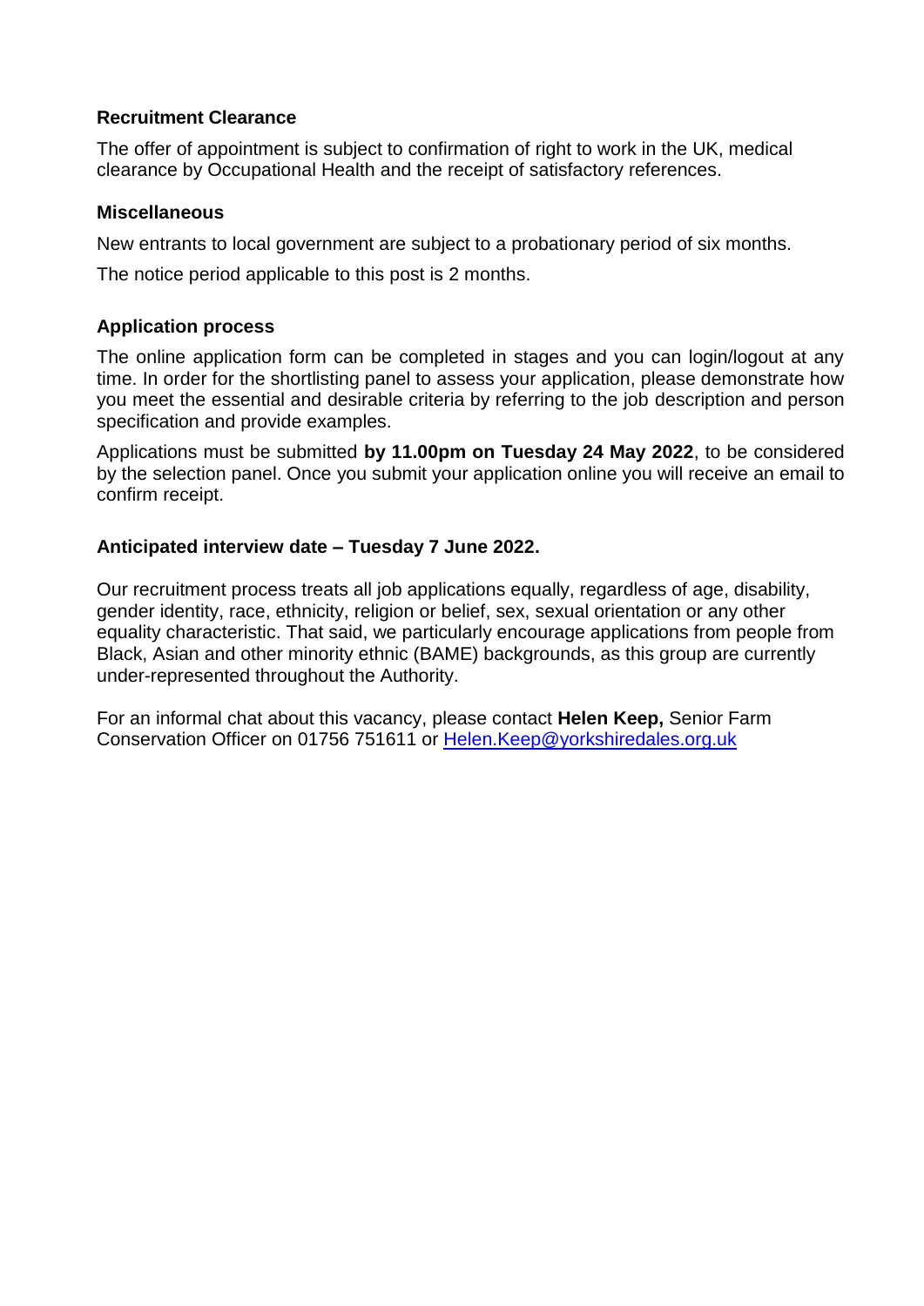**Recruitment Clearance**

The offer of appointment is subject to confirmation of right to work in the UK, medical clearance by Occupational Health and the receipt of satisfactory references.

**Miscellaneous**

New entrants to local government are subject to a probationary period of six months.

The notice period applicable to this post is 2 months.

**Application process**

The online application form can be completed in stages and you can login/logout at any time. In order for the shortlisting panel to assess your application, please demonstrate how you meet the essential and desirable criteria by referring to the job description and person specification and provide examples.

Applications must be submitted **by 11.00pm on Tuesday 24 May 2022**, to be considered by the selection panel. Once you submit your application online you will receive an email to confirm receipt.

**Anticipated interview date – Tuesday 7 June 2022.**

Our recruitment process treats all job applications equally, regardless of age, disability, gender identity, race, ethnicity, religion or belief, sex, sexual orientation or any other equality characteristic. That said, we particularly encourage applications from people from Black, Asian and other minority ethnic (BAME) backgrounds, as this group are currently under-represented throughout the Authority.

For an informal chat about this vacancy, please contact **Helen Keep,** Senior Farm Conservation Officer on 01756 751611 or Helen.Keep@yorkshiredales.org.uk